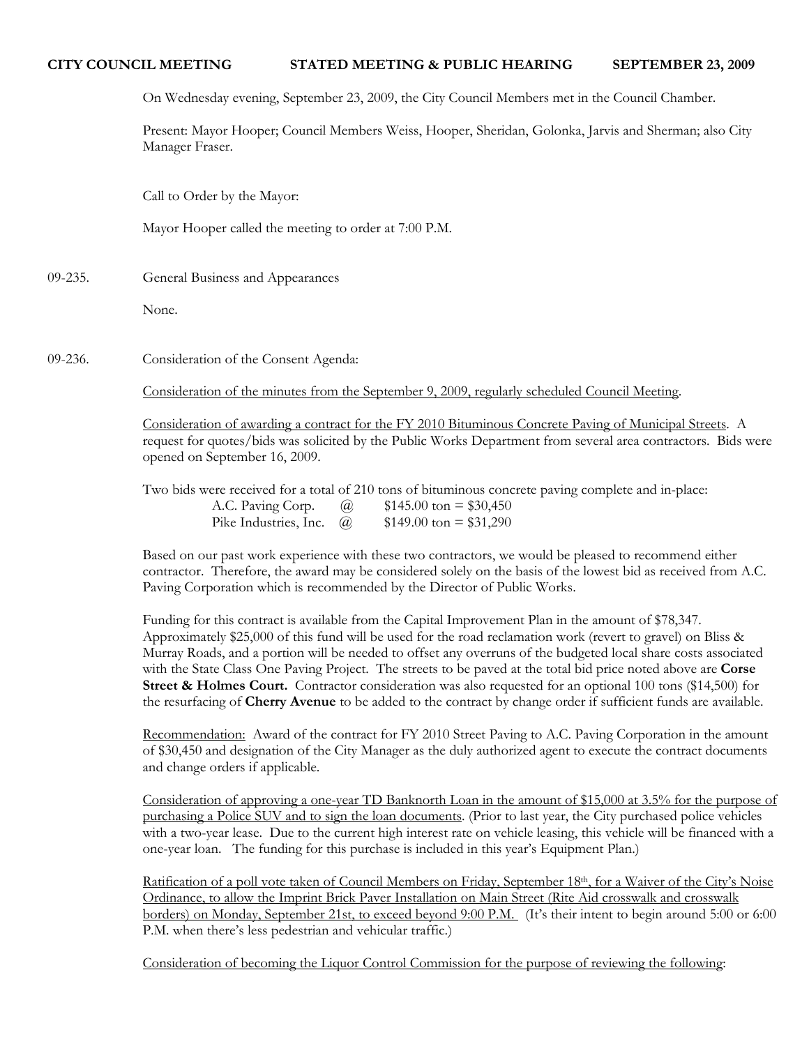**CITY COUNCIL MEETING STATED MEETING & PUBLIC HEARING SEPTEMBER 23, 2009**

On Wednesday evening, September 23, 2009, the City Council Members met in the Council Chamber.

Present: Mayor Hooper; Council Members Weiss, Hooper, Sheridan, Golonka, Jarvis and Sherman; also City Manager Fraser.

Call to Order by the Mayor:

Mayor Hooper called the meeting to order at 7:00 P.M.

09-235. General Business and Appearances

None.

09-236. Consideration of the Consent Agenda:

Consideration of the minutes from the September 9, 2009, regularly scheduled Council Meeting.

Consideration of awarding a contract for the FY 2010 Bituminous Concrete Paving of Municipal Streets. A request for quotes/bids was solicited by the Public Works Department from several area contractors. Bids were opened on September 16, 2009.

Two bids were received for a total of 210 tons of bituminous concrete paving complete and in-place:

A.C. Paving Corp. @ $145.00 ton = $30,450
Pike Industries, Inc. @ $149.00 ton = $31,290

Based on our past work experience with these two contractors, we would be pleased to recommend either contractor. Therefore, the award may be considered solely on the basis of the lowest bid as received from A.C. Paving Corporation which is recommended by the Director of Public Works.

Funding for this contract is available from the Capital Improvement Plan in the amount of $78,347. Approximately $25,000 of this fund will be used for the road reclamation work (revert to gravel) on Bliss & Murray Roads, and a portion will be needed to offset any overruns of the budgeted local share costs associated with the State Class One Paving Project. The streets to be paved at the total bid price noted above are **Corse Street & Holmes Court.** Contractor consideration was also requested for an optional 100 tons ($14,500) for the resurfacing of **Cherry Avenue** to be added to the contract by change order if sufficient funds are available.

Recommendation: Award of the contract for FY 2010 Street Paving to A.C. Paving Corporation in the amount of $30,450 and designation of the City Manager as the duly authorized agent to execute the contract documents and change orders if applicable.

Consideration of approving a one-year TD Banknorth Loan in the amount of $15,000 at 3.5% for the purpose of purchasing a Police SUV and to sign the loan documents. (Prior to last year, the City purchased police vehicles with a two-year lease. Due to the current high interest rate on vehicle leasing, this vehicle will be financed with a one-year loan. The funding for this purchase is included in this year's Equipment Plan.)

Ratification of a poll vote taken of Council Members on Friday, September 18th, for a Waiver of the City's Noise Ordinance, to allow the Imprint Brick Paver Installation on Main Street (Rite Aid crosswalk and crosswalk borders) on Monday, September 21st, to exceed beyond 9:00 P.M. (It's their intent to begin around 5:00 or 6:00 P.M. when there's less pedestrian and vehicular traffic.)

Consideration of becoming the Liquor Control Commission for the purpose of reviewing the following: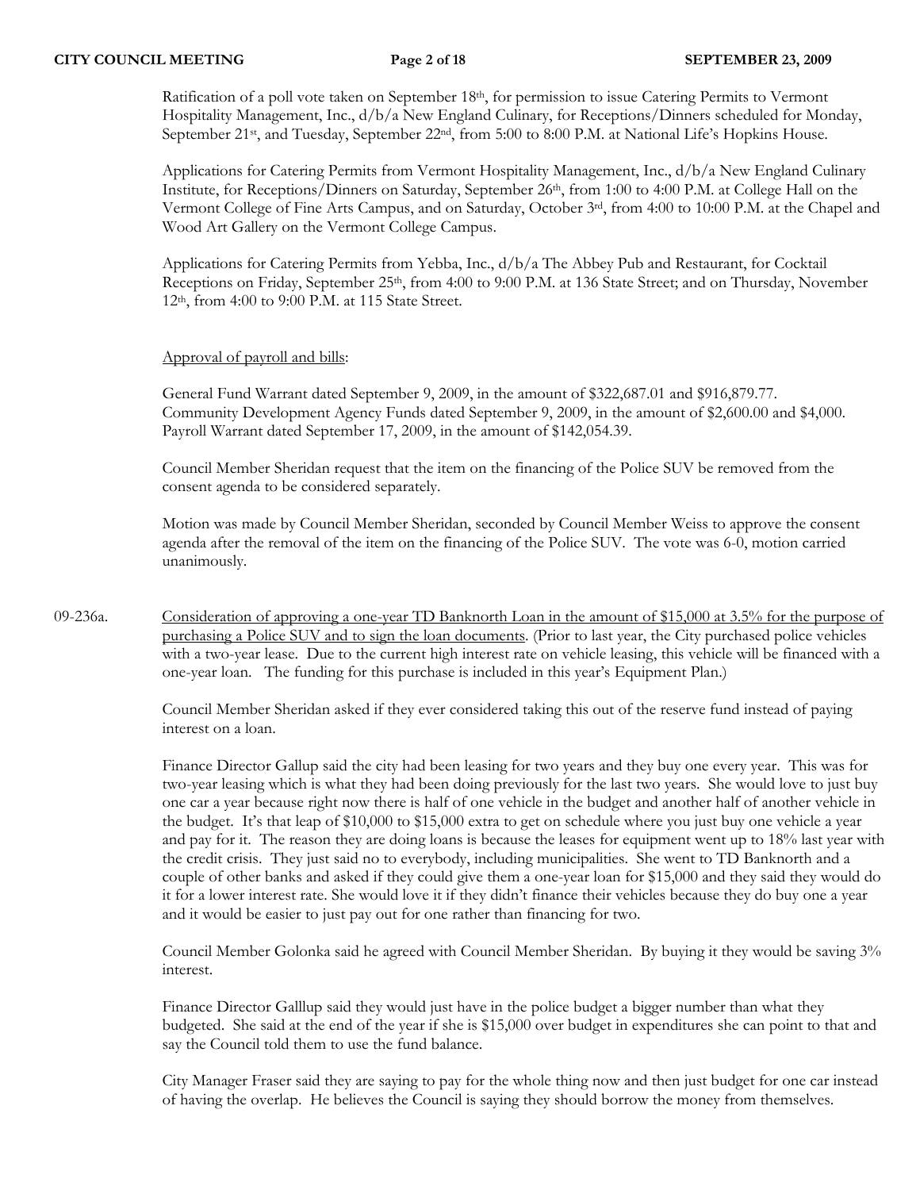Ratification of a poll vote taken on September 18th, for permission to issue Catering Permits to Vermont Hospitality Management, Inc., d/b/a New England Culinary, for Receptions/Dinners scheduled for Monday, September 21st, and Tuesday, September 22nd, from 5:00 to 8:00 P.M. at National Life's Hopkins House.

Applications for Catering Permits from Vermont Hospitality Management, Inc., d/b/a New England Culinary Institute, for Receptions/Dinners on Saturday, September 26th, from 1:00 to 4:00 P.M. at College Hall on the Vermont College of Fine Arts Campus, and on Saturday, October 3rd, from 4:00 to 10:00 P.M. at the Chapel and Wood Art Gallery on the Vermont College Campus.

Applications for Catering Permits from Yebba, Inc., d/b/a The Abbey Pub and Restaurant, for Cocktail Receptions on Friday, September 25th, from 4:00 to 9:00 P.M. at 136 State Street; and on Thursday, November 12th, from 4:00 to 9:00 P.M. at 115 State Street.

Approval of payroll and bills:

General Fund Warrant dated September 9, 2009, in the amount of $322,687.01 and $916,879.77.
Community Development Agency Funds dated September 9, 2009, in the amount of $2,600.00 and $4,000.
Payroll Warrant dated September 17, 2009, in the amount of $142,054.39.

Council Member Sheridan request that the item on the financing of the Police SUV be removed from the consent agenda to be considered separately.

Motion was made by Council Member Sheridan, seconded by Council Member Weiss to approve the consent agenda after the removal of the item on the financing of the Police SUV. The vote was 6-0, motion carried unanimously.

09-236a. Consideration of approving a one-year TD Banknorth Loan in the amount of $15,000 at 3.5% for the purpose of purchasing a Police SUV and to sign the loan documents. (Prior to last year, the City purchased police vehicles with a two-year lease. Due to the current high interest rate on vehicle leasing, this vehicle will be financed with a one-year loan. The funding for this purchase is included in this year's Equipment Plan.)

Council Member Sheridan asked if they ever considered taking this out of the reserve fund instead of paying interest on a loan.

Finance Director Gallup said the city had been leasing for two years and they buy one every year. This was for two-year leasing which is what they had been doing previously for the last two years. She would love to just buy one car a year because right now there is half of one vehicle in the budget and another half of another vehicle in the budget. It's that leap of $10,000 to $15,000 extra to get on schedule where you just buy one vehicle a year and pay for it. The reason they are doing loans is because the leases for equipment went up to 18% last year with the credit crisis. They just said no to everybody, including municipalities. She went to TD Banknorth and a couple of other banks and asked if they could give them a one-year loan for $15,000 and they said they would do it for a lower interest rate. She would love it if they didn't finance their vehicles because they do buy one a year and it would be easier to just pay out for one rather than financing for two.

Council Member Golonka said he agreed with Council Member Sheridan. By buying it they would be saving 3% interest.

Finance Director Galllup said they would just have in the police budget a bigger number than what they budgeted. She said at the end of the year if she is $15,000 over budget in expenditures she can point to that and say the Council told them to use the fund balance.

City Manager Fraser said they are saying to pay for the whole thing now and then just budget for one car instead of having the overlap. He believes the Council is saying they should borrow the money from themselves.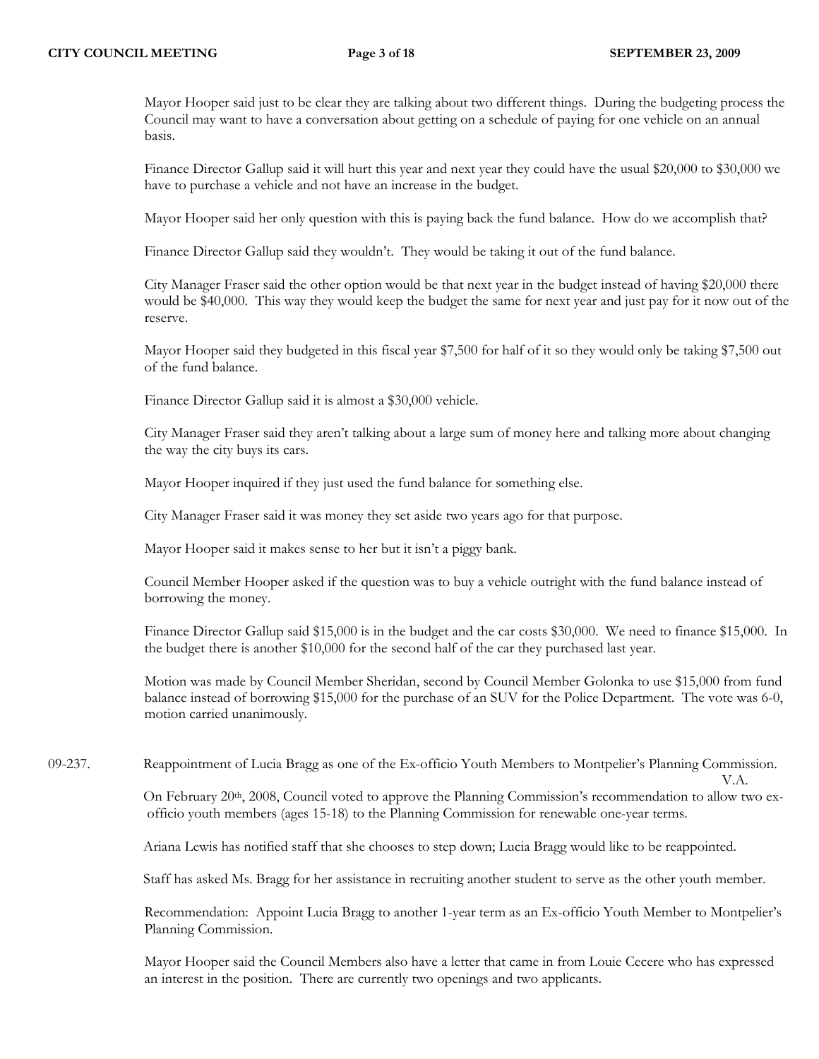Mayor Hooper said just to be clear they are talking about two different things. During the budgeting process the Council may want to have a conversation about getting on a schedule of paying for one vehicle on an annual basis.

Finance Director Gallup said it will hurt this year and next year they could have the usual $20,000 to $30,000 we have to purchase a vehicle and not have an increase in the budget.

Mayor Hooper said her only question with this is paying back the fund balance. How do we accomplish that?

Finance Director Gallup said they wouldn't. They would be taking it out of the fund balance.

City Manager Fraser said the other option would be that next year in the budget instead of having $20,000 there would be $40,000. This way they would keep the budget the same for next year and just pay for it now out of the reserve.

Mayor Hooper said they budgeted in this fiscal year $7,500 for half of it so they would only be taking $7,500 out of the fund balance.

Finance Director Gallup said it is almost a $30,000 vehicle.

City Manager Fraser said they aren't talking about a large sum of money here and talking more about changing the way the city buys its cars.

Mayor Hooper inquired if they just used the fund balance for something else.

City Manager Fraser said it was money they set aside two years ago for that purpose.

Mayor Hooper said it makes sense to her but it isn't a piggy bank.

Council Member Hooper asked if the question was to buy a vehicle outright with the fund balance instead of borrowing the money.

Finance Director Gallup said $15,000 is in the budget and the car costs $30,000. We need to finance $15,000. In the budget there is another $10,000 for the second half of the car they purchased last year.

Motion was made by Council Member Sheridan, second by Council Member Golonka to use $15,000 from fund balance instead of borrowing $15,000 for the purchase of an SUV for the Police Department. The vote was 6-0, motion carried unanimously.

09-237. Reappointment of Lucia Bragg as one of the Ex-officio Youth Members to Montpelier's Planning Commission.

V.A.

On February 20th, 2008, Council voted to approve the Planning Commission's recommendation to allow two ex-officio youth members (ages 15-18) to the Planning Commission for renewable one-year terms.

Ariana Lewis has notified staff that she chooses to step down; Lucia Bragg would like to be reappointed.

Staff has asked Ms. Bragg for her assistance in recruiting another student to serve as the other youth member.

Recommendation: Appoint Lucia Bragg to another 1-year term as an Ex-officio Youth Member to Montpelier's Planning Commission.

Mayor Hooper said the Council Members also have a letter that came in from Louie Cecere who has expressed an interest in the position. There are currently two openings and two applicants.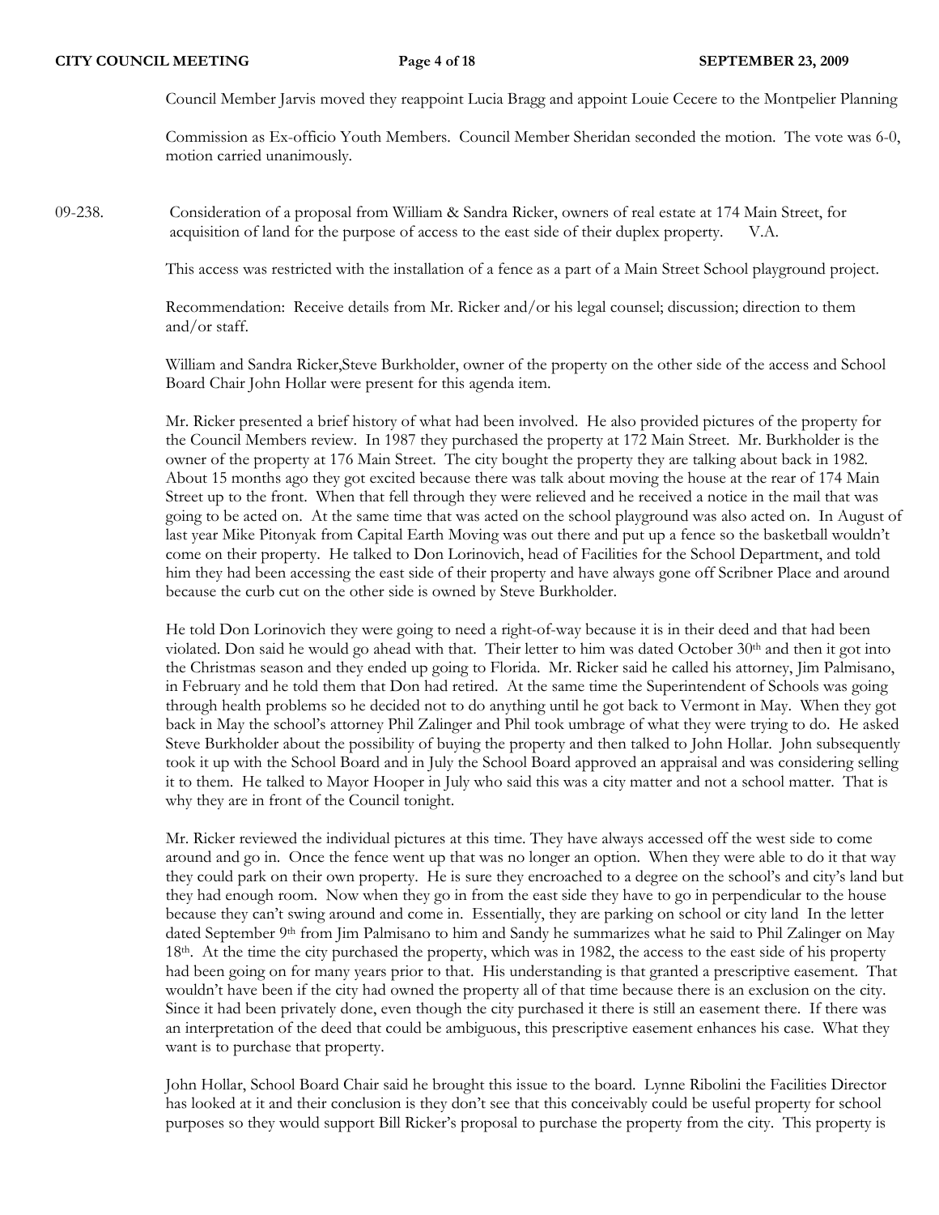Council Member Jarvis moved they reappoint Lucia Bragg and appoint Louie Cecere to the Montpelier Planning

Commission as Ex-officio Youth Members. Council Member Sheridan seconded the motion. The vote was 6-0, motion carried unanimously.

09-238. Consideration of a proposal from William & Sandra Ricker, owners of real estate at 174 Main Street, for acquisition of land for the purpose of access to the east side of their duplex property. V.A.

This access was restricted with the installation of a fence as a part of a Main Street School playground project.

Recommendation: Receive details from Mr. Ricker and/or his legal counsel; discussion; direction to them and/or staff.

William and Sandra Ricker,Steve Burkholder, owner of the property on the other side of the access and School Board Chair John Hollar were present for this agenda item.

Mr. Ricker presented a brief history of what had been involved. He also provided pictures of the property for the Council Members review. In 1987 they purchased the property at 172 Main Street. Mr. Burkholder is the owner of the property at 176 Main Street. The city bought the property they are talking about back in 1982. About 15 months ago they got excited because there was talk about moving the house at the rear of 174 Main Street up to the front. When that fell through they were relieved and he received a notice in the mail that was going to be acted on. At the same time that was acted on the school playground was also acted on. In August of last year Mike Pitonyak from Capital Earth Moving was out there and put up a fence so the basketball wouldn't come on their property. He talked to Don Lorinovich, head of Facilities for the School Department, and told him they had been accessing the east side of their property and have always gone off Scribner Place and around because the curb cut on the other side is owned by Steve Burkholder.

He told Don Lorinovich they were going to need a right-of-way because it is in their deed and that had been violated. Don said he would go ahead with that. Their letter to him was dated October 30th and then it got into the Christmas season and they ended up going to Florida. Mr. Ricker said he called his attorney, Jim Palmisano, in February and he told them that Don had retired. At the same time the Superintendent of Schools was going through health problems so he decided not to do anything until he got back to Vermont in May. When they got back in May the school's attorney Phil Zalinger and Phil took umbrage of what they were trying to do. He asked Steve Burkholder about the possibility of buying the property and then talked to John Hollar. John subsequently took it up with the School Board and in July the School Board approved an appraisal and was considering selling it to them. He talked to Mayor Hooper in July who said this was a city matter and not a school matter. That is why they are in front of the Council tonight.

Mr. Ricker reviewed the individual pictures at this time. They have always accessed off the west side to come around and go in. Once the fence went up that was no longer an option. When they were able to do it that way they could park on their own property. He is sure they encroached to a degree on the school's and city's land but they had enough room. Now when they go in from the east side they have to go in perpendicular to the house because they can't swing around and come in. Essentially, they are parking on school or city land In the letter dated September 9th from Jim Palmisano to him and Sandy he summarizes what he said to Phil Zalinger on May 18th. At the time the city purchased the property, which was in 1982, the access to the east side of his property had been going on for many years prior to that. His understanding is that granted a prescriptive easement. That wouldn't have been if the city had owned the property all of that time because there is an exclusion on the city. Since it had been privately done, even though the city purchased it there is still an easement there. If there was an interpretation of the deed that could be ambiguous, this prescriptive easement enhances his case. What they want is to purchase that property.

John Hollar, School Board Chair said he brought this issue to the board. Lynne Ribolini the Facilities Director has looked at it and their conclusion is they don't see that this conceivably could be useful property for school purposes so they would support Bill Ricker's proposal to purchase the property from the city. This property is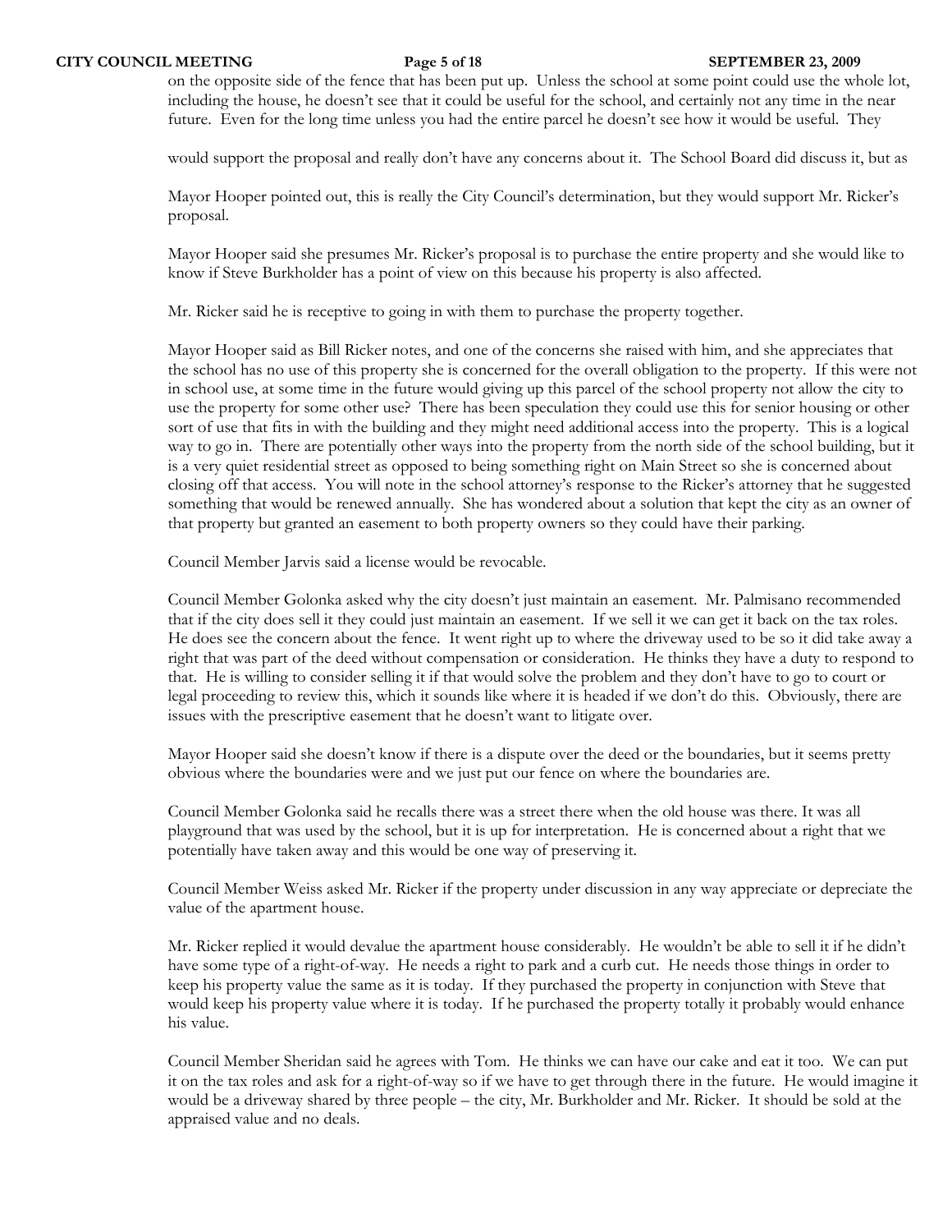on the opposite side of the fence that has been put up. Unless the school at some point could use the whole lot, including the house, he doesn't see that it could be useful for the school, and certainly not any time in the near future. Even for the long time unless you had the entire parcel he doesn't see how it would be useful. They

would support the proposal and really don't have any concerns about it. The School Board did discuss it, but as

Mayor Hooper pointed out, this is really the City Council's determination, but they would support Mr. Ricker's proposal.

Mayor Hooper said she presumes Mr. Ricker's proposal is to purchase the entire property and she would like to know if Steve Burkholder has a point of view on this because his property is also affected.

Mr. Ricker said he is receptive to going in with them to purchase the property together.

Mayor Hooper said as Bill Ricker notes, and one of the concerns she raised with him, and she appreciates that the school has no use of this property she is concerned for the overall obligation to the property. If this were not in school use, at some time in the future would giving up this parcel of the school property not allow the city to use the property for some other use? There has been speculation they could use this for senior housing or other sort of use that fits in with the building and they might need additional access into the property. This is a logical way to go in. There are potentially other ways into the property from the north side of the school building, but it is a very quiet residential street as opposed to being something right on Main Street so she is concerned about closing off that access. You will note in the school attorney's response to the Ricker's attorney that he suggested something that would be renewed annually. She has wondered about a solution that kept the city as an owner of that property but granted an easement to both property owners so they could have their parking.

Council Member Jarvis said a license would be revocable.

Council Member Golonka asked why the city doesn't just maintain an easement. Mr. Palmisano recommended that if the city does sell it they could just maintain an easement. If we sell it we can get it back on the tax roles. He does see the concern about the fence. It went right up to where the driveway used to be so it did take away a right that was part of the deed without compensation or consideration. He thinks they have a duty to respond to that. He is willing to consider selling it if that would solve the problem and they don't have to go to court or legal proceeding to review this, which it sounds like where it is headed if we don't do this. Obviously, there are issues with the prescriptive easement that he doesn't want to litigate over.

Mayor Hooper said she doesn't know if there is a dispute over the deed or the boundaries, but it seems pretty obvious where the boundaries were and we just put our fence on where the boundaries are.

Council Member Golonka said he recalls there was a street there when the old house was there. It was all playground that was used by the school, but it is up for interpretation. He is concerned about a right that we potentially have taken away and this would be one way of preserving it.

Council Member Weiss asked Mr. Ricker if the property under discussion in any way appreciate or depreciate the value of the apartment house.

Mr. Ricker replied it would devalue the apartment house considerably. He wouldn't be able to sell it if he didn't have some type of a right-of-way. He needs a right to park and a curb cut. He needs those things in order to keep his property value the same as it is today. If they purchased the property in conjunction with Steve that would keep his property value where it is today. If he purchased the property totally it probably would enhance his value.

Council Member Sheridan said he agrees with Tom. He thinks we can have our cake and eat it too. We can put it on the tax roles and ask for a right-of-way so if we have to get through there in the future. He would imagine it would be a driveway shared by three people – the city, Mr. Burkholder and Mr. Ricker. It should be sold at the appraised value and no deals.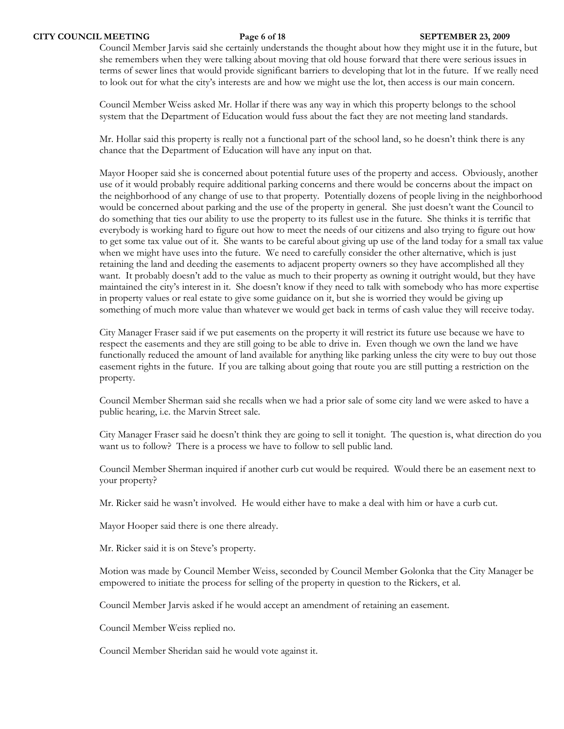Council Member Jarvis said she certainly understands the thought about how they might use it in the future, but she remembers when they were talking about moving that old house forward that there were serious issues in terms of sewer lines that would provide significant barriers to developing that lot in the future. If we really need to look out for what the city's interests are and how we might use the lot, then access is our main concern.

Council Member Weiss asked Mr. Hollar if there was any way in which this property belongs to the school system that the Department of Education would fuss about the fact they are not meeting land standards.

Mr. Hollar said this property is really not a functional part of the school land, so he doesn't think there is any chance that the Department of Education will have any input on that.

Mayor Hooper said she is concerned about potential future uses of the property and access. Obviously, another use of it would probably require additional parking concerns and there would be concerns about the impact on the neighborhood of any change of use to that property. Potentially dozens of people living in the neighborhood would be concerned about parking and the use of the property in general. She just doesn't want the Council to do something that ties our ability to use the property to its fullest use in the future. She thinks it is terrific that everybody is working hard to figure out how to meet the needs of our citizens and also trying to figure out how to get some tax value out of it. She wants to be careful about giving up use of the land today for a small tax value when we might have uses into the future. We need to carefully consider the other alternative, which is just retaining the land and deeding the easements to adjacent property owners so they have accomplished all they want. It probably doesn't add to the value as much to their property as owning it outright would, but they have maintained the city's interest in it. She doesn't know if they need to talk with somebody who has more expertise in property values or real estate to give some guidance on it, but she is worried they would be giving up something of much more value than whatever we would get back in terms of cash value they will receive today.

City Manager Fraser said if we put easements on the property it will restrict its future use because we have to respect the easements and they are still going to be able to drive in. Even though we own the land we have functionally reduced the amount of land available for anything like parking unless the city were to buy out those easement rights in the future. If you are talking about going that route you are still putting a restriction on the property.

Council Member Sherman said she recalls when we had a prior sale of some city land we were asked to have a public hearing, i.e. the Marvin Street sale.

City Manager Fraser said he doesn't think they are going to sell it tonight. The question is, what direction do you want us to follow? There is a process we have to follow to sell public land.

Council Member Sherman inquired if another curb cut would be required. Would there be an easement next to your property?

Mr. Ricker said he wasn't involved. He would either have to make a deal with him or have a curb cut.

Mayor Hooper said there is one there already.

Mr. Ricker said it is on Steve's property.

Motion was made by Council Member Weiss, seconded by Council Member Golonka that the City Manager be empowered to initiate the process for selling of the property in question to the Rickers, et al.

Council Member Jarvis asked if he would accept an amendment of retaining an easement.

Council Member Weiss replied no.

Council Member Sheridan said he would vote against it.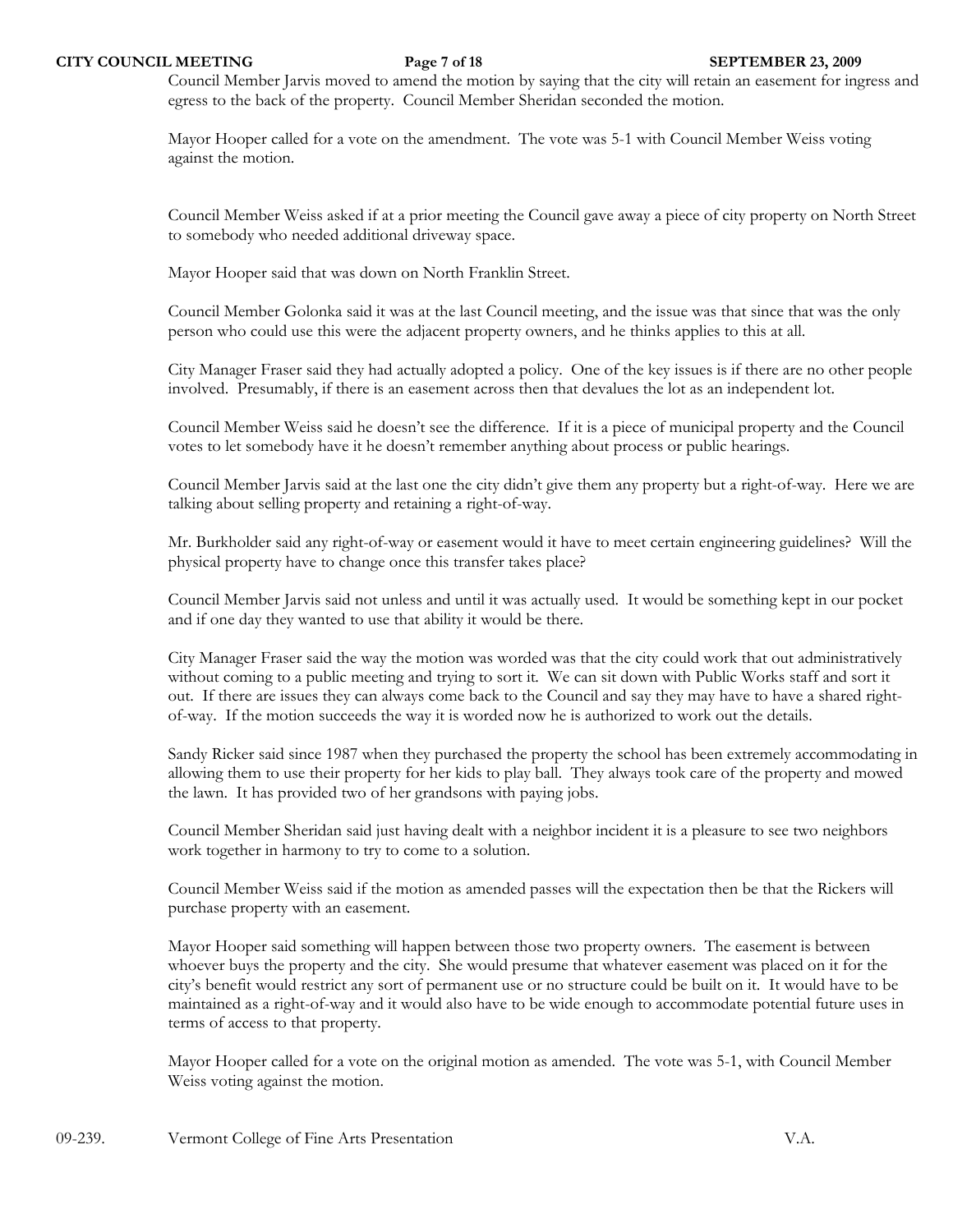Council Member Jarvis moved to amend the motion by saying that the city will retain an easement for ingress and egress to the back of the property. Council Member Sheridan seconded the motion.

Mayor Hooper called for a vote on the amendment. The vote was 5-1 with Council Member Weiss voting against the motion.

Council Member Weiss asked if at a prior meeting the Council gave away a piece of city property on North Street to somebody who needed additional driveway space.

Mayor Hooper said that was down on North Franklin Street.

Council Member Golonka said it was at the last Council meeting, and the issue was that since that was the only person who could use this were the adjacent property owners, and he thinks applies to this at all.

City Manager Fraser said they had actually adopted a policy. One of the key issues is if there are no other people involved. Presumably, if there is an easement across then that devalues the lot as an independent lot.

Council Member Weiss said he doesn't see the difference. If it is a piece of municipal property and the Council votes to let somebody have it he doesn't remember anything about process or public hearings.

Council Member Jarvis said at the last one the city didn't give them any property but a right-of-way. Here we are talking about selling property and retaining a right-of-way.

Mr. Burkholder said any right-of-way or easement would it have to meet certain engineering guidelines? Will the physical property have to change once this transfer takes place?

Council Member Jarvis said not unless and until it was actually used. It would be something kept in our pocket and if one day they wanted to use that ability it would be there.

City Manager Fraser said the way the motion was worded was that the city could work that out administratively without coming to a public meeting and trying to sort it. We can sit down with Public Works staff and sort it out. If there are issues they can always come back to the Council and say they may have to have a shared right-of-way. If the motion succeeds the way it is worded now he is authorized to work out the details.

Sandy Ricker said since 1987 when they purchased the property the school has been extremely accommodating in allowing them to use their property for her kids to play ball. They always took care of the property and mowed the lawn. It has provided two of her grandsons with paying jobs.

Council Member Sheridan said just having dealt with a neighbor incident it is a pleasure to see two neighbors work together in harmony to try to come to a solution.

Council Member Weiss said if the motion as amended passes will the expectation then be that the Rickers will purchase property with an easement.

Mayor Hooper said something will happen between those two property owners. The easement is between whoever buys the property and the city. She would presume that whatever easement was placed on it for the city's benefit would restrict any sort of permanent use or no structure could be built on it. It would have to be maintained as a right-of-way and it would also have to be wide enough to accommodate potential future uses in terms of access to that property.

Mayor Hooper called for a vote on the original motion as amended. The vote was 5-1, with Council Member Weiss voting against the motion.

09-239. Vermont College of Fine Arts Presentation V.A.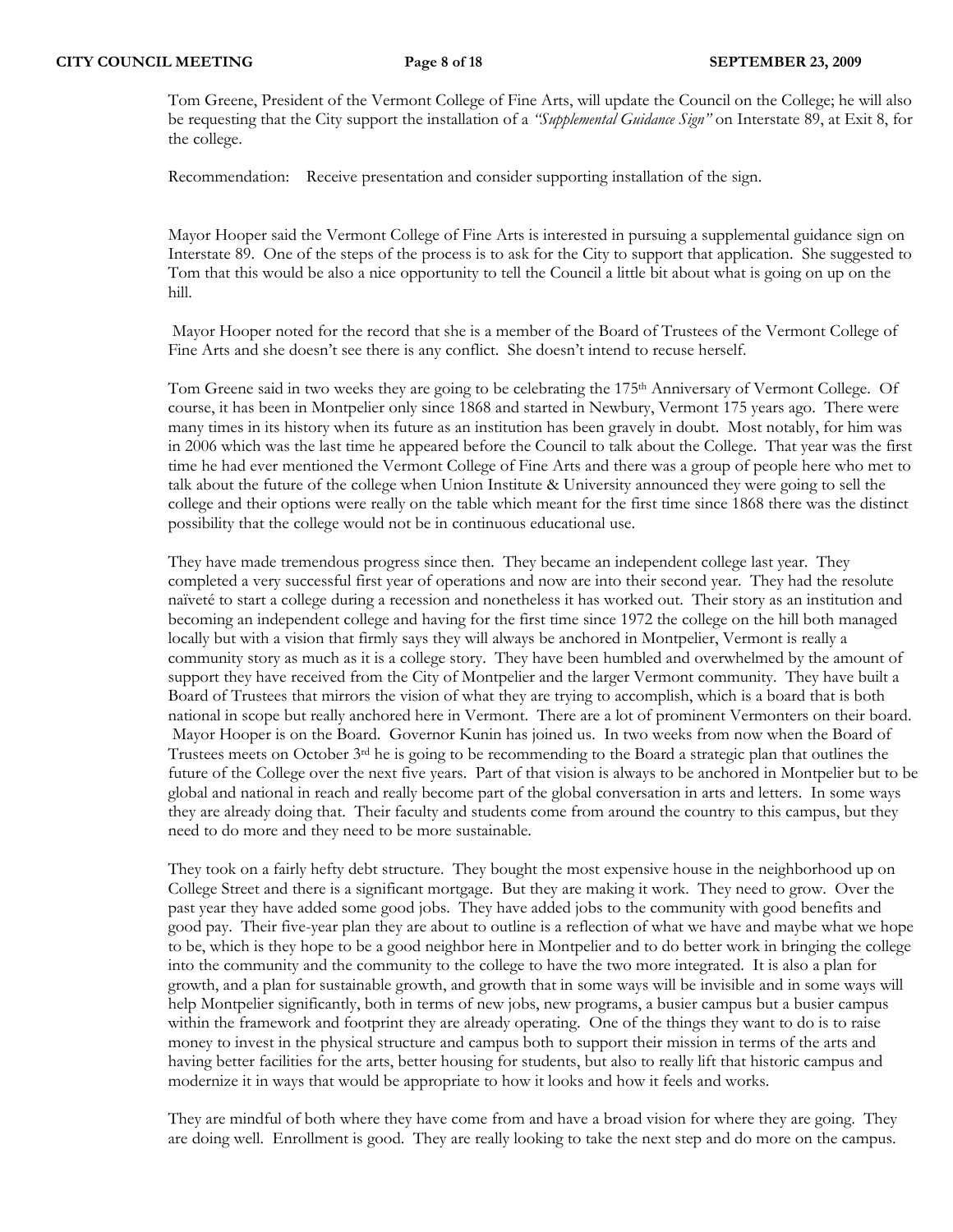Tom Greene, President of the Vermont College of Fine Arts, will update the Council on the College; he will also be requesting that the City support the installation of a *"Supplemental Guidance Sign"* on Interstate 89, at Exit 8, for the college.

Recommendation: Receive presentation and consider supporting installation of the sign.

Mayor Hooper said the Vermont College of Fine Arts is interested in pursuing a supplemental guidance sign on Interstate 89. One of the steps of the process is to ask for the City to support that application. She suggested to Tom that this would be also a nice opportunity to tell the Council a little bit about what is going on up on the hill.

Mayor Hooper noted for the record that she is a member of the Board of Trustees of the Vermont College of Fine Arts and she doesn't see there is any conflict. She doesn't intend to recuse herself.

Tom Greene said in two weeks they are going to be celebrating the 175th Anniversary of Vermont College. Of course, it has been in Montpelier only since 1868 and started in Newbury, Vermont 175 years ago. There were many times in its history when its future as an institution has been gravely in doubt. Most notably, for him was in 2006 which was the last time he appeared before the Council to talk about the College. That year was the first time he had ever mentioned the Vermont College of Fine Arts and there was a group of people here who met to talk about the future of the college when Union Institute & University announced they were going to sell the college and their options were really on the table which meant for the first time since 1868 there was the distinct possibility that the college would not be in continuous educational use.

They have made tremendous progress since then. They became an independent college last year. They completed a very successful first year of operations and now are into their second year. They had the resolute naïveté to start a college during a recession and nonetheless it has worked out. Their story as an institution and becoming an independent college and having for the first time since 1972 the college on the hill both managed locally but with a vision that firmly says they will always be anchored in Montpelier, Vermont is really a community story as much as it is a college story. They have been humbled and overwhelmed by the amount of support they have received from the City of Montpelier and the larger Vermont community. They have built a Board of Trustees that mirrors the vision of what they are trying to accomplish, which is a board that is both national in scope but really anchored here in Vermont. There are a lot of prominent Vermonters on their board. Mayor Hooper is on the Board. Governor Kunin has joined us. In two weeks from now when the Board of Trustees meets on October 3rd he is going to be recommending to the Board a strategic plan that outlines the future of the College over the next five years. Part of that vision is always to be anchored in Montpelier but to be global and national in reach and really become part of the global conversation in arts and letters. In some ways they are already doing that. Their faculty and students come from around the country to this campus, but they need to do more and they need to be more sustainable.

They took on a fairly hefty debt structure. They bought the most expensive house in the neighborhood up on College Street and there is a significant mortgage. But they are making it work. They need to grow. Over the past year they have added some good jobs. They have added jobs to the community with good benefits and good pay. Their five-year plan they are about to outline is a reflection of what we have and maybe what we hope to be, which is they hope to be a good neighbor here in Montpelier and to do better work in bringing the college into the community and the community to the college to have the two more integrated. It is also a plan for growth, and a plan for sustainable growth, and growth that in some ways will be invisible and in some ways will help Montpelier significantly, both in terms of new jobs, new programs, a busier campus but a busier campus within the framework and footprint they are already operating. One of the things they want to do is to raise money to invest in the physical structure and campus both to support their mission in terms of the arts and having better facilities for the arts, better housing for students, but also to really lift that historic campus and modernize it in ways that would be appropriate to how it looks and how it feels and works.

They are mindful of both where they have come from and have a broad vision for where they are going. They are doing well. Enrollment is good. They are really looking to take the next step and do more on the campus.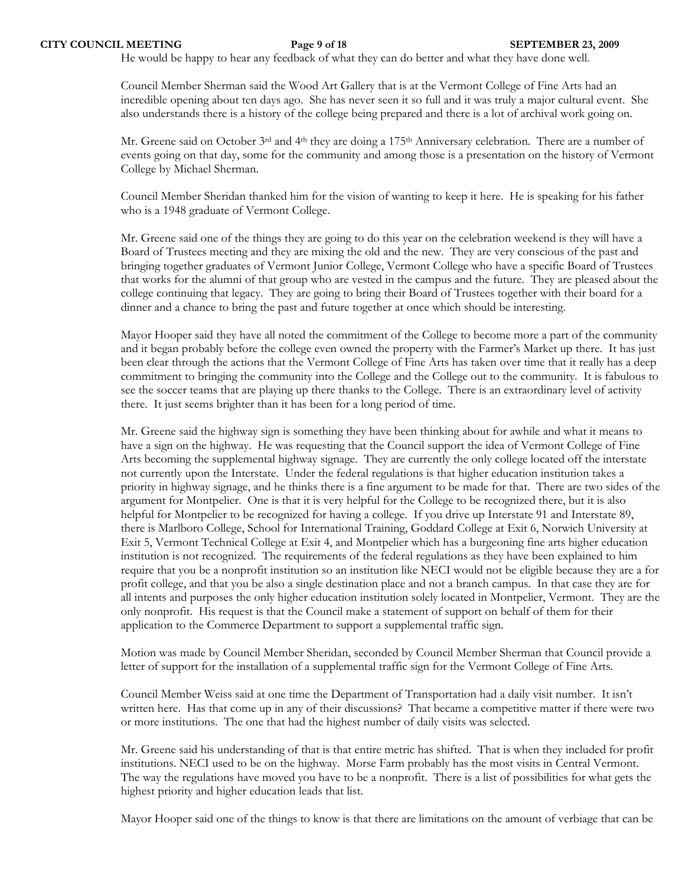He would be happy to hear any feedback of what they can do better and what they have done well.

Council Member Sherman said the Wood Art Gallery that is at the Vermont College of Fine Arts had an incredible opening about ten days ago. She has never seen it so full and it was truly a major cultural event. She also understands there is a history of the college being prepared and there is a lot of archival work going on.

Mr. Greene said on October 3rd and 4th they are doing a 175th Anniversary celebration. There are a number of events going on that day, some for the community and among those is a presentation on the history of Vermont College by Michael Sherman.

Council Member Sheridan thanked him for the vision of wanting to keep it here. He is speaking for his father who is a 1948 graduate of Vermont College.

Mr. Greene said one of the things they are going to do this year on the celebration weekend is they will have a Board of Trustees meeting and they are mixing the old and the new. They are very conscious of the past and bringing together graduates of Vermont Junior College, Vermont College who have a specific Board of Trustees that works for the alumni of that group who are vested in the campus and the future. They are pleased about the college continuing that legacy. They are going to bring their Board of Trustees together with their board for a dinner and a chance to bring the past and future together at once which should be interesting.

Mayor Hooper said they have all noted the commitment of the College to become more a part of the community and it began probably before the college even owned the property with the Farmer's Market up there. It has just been clear through the actions that the Vermont College of Fine Arts has taken over time that it really has a deep commitment to bringing the community into the College and the College out to the community. It is fabulous to see the soccer teams that are playing up there thanks to the College. There is an extraordinary level of activity there. It just seems brighter than it has been for a long period of time.

Mr. Greene said the highway sign is something they have been thinking about for awhile and what it means to have a sign on the highway. He was requesting that the Council support the idea of Vermont College of Fine Arts becoming the supplemental highway signage. They are currently the only college located off the interstate not currently upon the Interstate. Under the federal regulations is that higher education institution takes a priority in highway signage, and he thinks there is a fine argument to be made for that. There are two sides of the argument for Montpelier. One is that it is very helpful for the College to be recognized there, but it is also helpful for Montpelier to be recognized for having a college. If you drive up Interstate 91 and Interstate 89, there is Marlboro College, School for International Training, Goddard College at Exit 6, Norwich University at Exit 5, Vermont Technical College at Exit 4, and Montpelier which has a burgeoning fine arts higher education institution is not recognized. The requirements of the federal regulations as they have been explained to him require that you be a nonprofit institution so an institution like NECI would not be eligible because they are a for profit college, and that you be also a single destination place and not a branch campus. In that case they are for all intents and purposes the only higher education institution solely located in Montpelier, Vermont. They are the only nonprofit. His request is that the Council make a statement of support on behalf of them for their application to the Commerce Department to support a supplemental traffic sign.

Motion was made by Council Member Sheridan, seconded by Council Member Sherman that Council provide a letter of support for the installation of a supplemental traffic sign for the Vermont College of Fine Arts.

Council Member Weiss said at one time the Department of Transportation had a daily visit number. It isn't written here. Has that come up in any of their discussions? That became a competitive matter if there were two or more institutions. The one that had the highest number of daily visits was selected.

Mr. Greene said his understanding of that is that entire metric has shifted. That is when they included for profit institutions. NECI used to be on the highway. Morse Farm probably has the most visits in Central Vermont. The way the regulations have moved you have to be a nonprofit. There is a list of possibilities for what gets the highest priority and higher education leads that list.

Mayor Hooper said one of the things to know is that there are limitations on the amount of verbiage that can be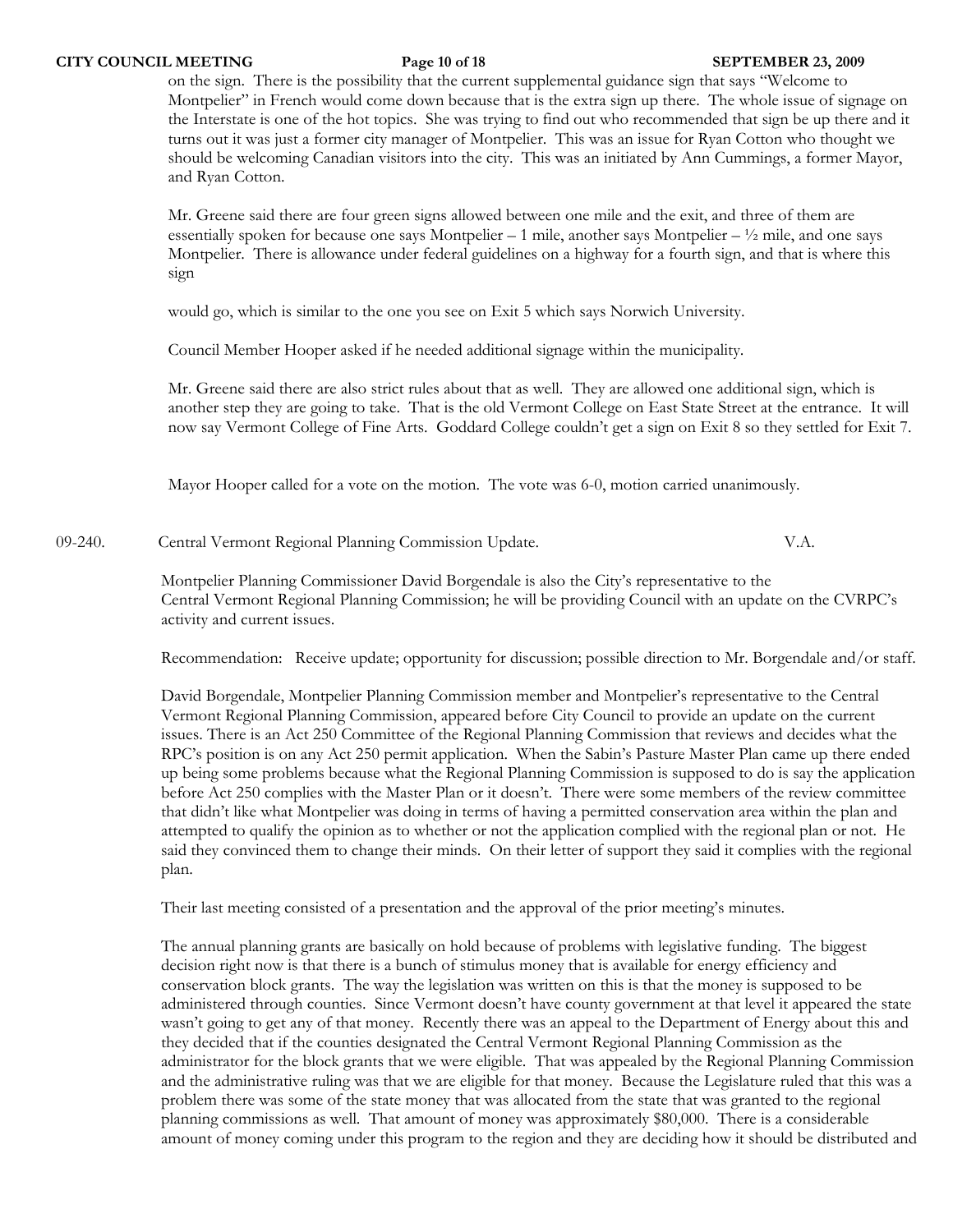on the sign. There is the possibility that the current supplemental guidance sign that says "Welcome to Montpelier" in French would come down because that is the extra sign up there. The whole issue of signage on the Interstate is one of the hot topics. She was trying to find out who recommended that sign be up there and it turns out it was just a former city manager of Montpelier. This was an issue for Ryan Cotton who thought we should be welcoming Canadian visitors into the city. This was an initiated by Ann Cummings, a former Mayor, and Ryan Cotton.

Mr. Greene said there are four green signs allowed between one mile and the exit, and three of them are essentially spoken for because one says Montpelier – 1 mile, another says Montpelier – ½ mile, and one says Montpelier. There is allowance under federal guidelines on a highway for a fourth sign, and that is where this sign would go, which is similar to the one you see on Exit 5 which says Norwich University.

Council Member Hooper asked if he needed additional signage within the municipality.

Mr. Greene said there are also strict rules about that as well. They are allowed one additional sign, which is another step they are going to take. That is the old Vermont College on East State Street at the entrance. It will now say Vermont College of Fine Arts. Goddard College couldn't get a sign on Exit 8 so they settled for Exit 7.

Mayor Hooper called for a vote on the motion. The vote was 6-0, motion carried unanimously.

09-240. Central Vermont Regional Planning Commission Update. V.A.

Montpelier Planning Commissioner David Borgendale is also the City's representative to the Central Vermont Regional Planning Commission; he will be providing Council with an update on the CVRPC's activity and current issues.

Recommendation: Receive update; opportunity for discussion; possible direction to Mr. Borgendale and/or staff.

David Borgendale, Montpelier Planning Commission member and Montpelier's representative to the Central Vermont Regional Planning Commission, appeared before City Council to provide an update on the current issues. There is an Act 250 Committee of the Regional Planning Commission that reviews and decides what the RPC's position is on any Act 250 permit application. When the Sabin's Pasture Master Plan came up there ended up being some problems because what the Regional Planning Commission is supposed to do is say the application before Act 250 complies with the Master Plan or it doesn't. There were some members of the review committee that didn't like what Montpelier was doing in terms of having a permitted conservation area within the plan and attempted to qualify the opinion as to whether or not the application complied with the regional plan or not. He said they convinced them to change their minds. On their letter of support they said it complies with the regional plan.

Their last meeting consisted of a presentation and the approval of the prior meeting's minutes.

The annual planning grants are basically on hold because of problems with legislative funding. The biggest decision right now is that there is a bunch of stimulus money that is available for energy efficiency and conservation block grants. The way the legislation was written on this is that the money is supposed to be administered through counties. Since Vermont doesn't have county government at that level it appeared the state wasn't going to get any of that money. Recently there was an appeal to the Department of Energy about this and they decided that if the counties designated the Central Vermont Regional Planning Commission as the administrator for the block grants that we were eligible. That was appealed by the Regional Planning Commission and the administrative ruling was that we are eligible for that money. Because the Legislature ruled that this was a problem there was some of the state money that was allocated from the state that was granted to the regional planning commissions as well. That amount of money was approximately $80,000. There is a considerable amount of money coming under this program to the region and they are deciding how it should be distributed and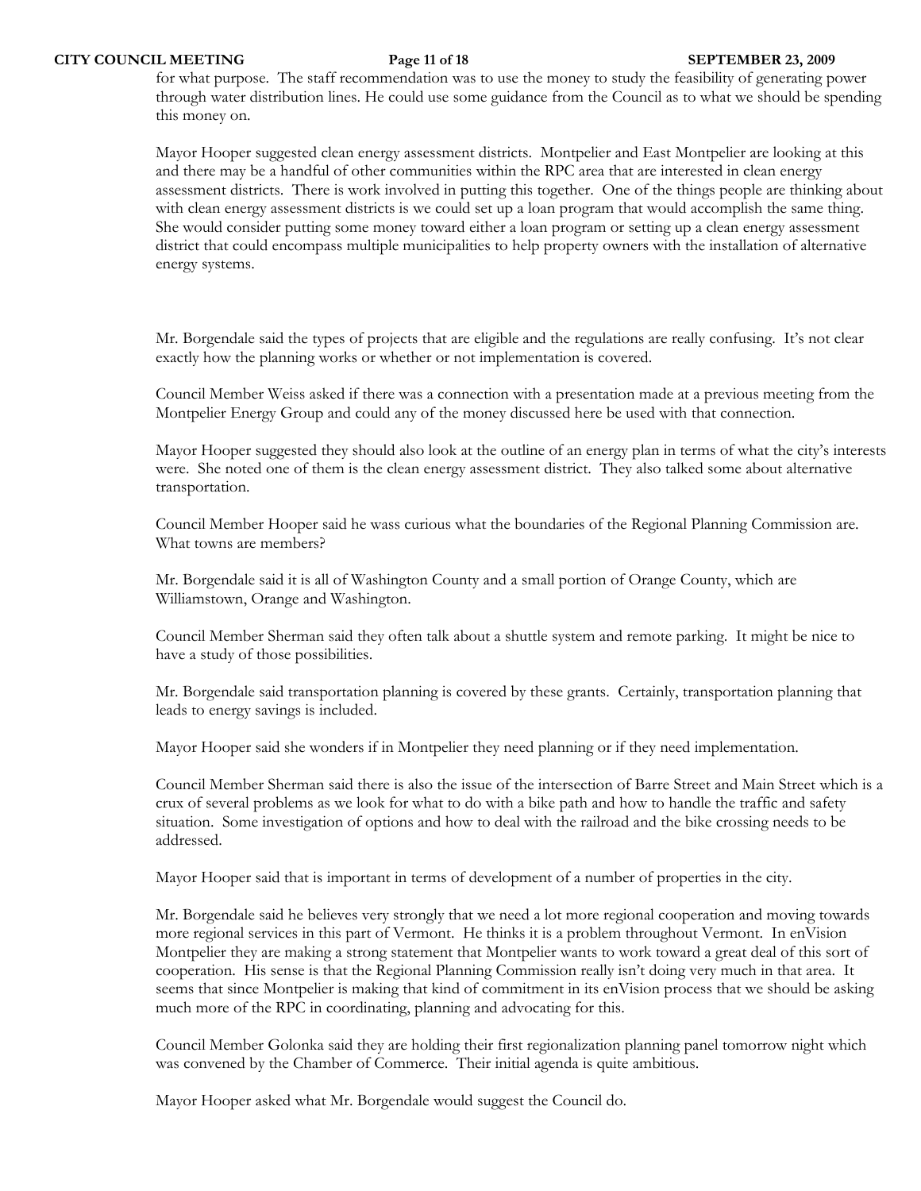for what purpose. The staff recommendation was to use the money to study the feasibility of generating power through water distribution lines. He could use some guidance from the Council as to what we should be spending this money on.

Mayor Hooper suggested clean energy assessment districts. Montpelier and East Montpelier are looking at this and there may be a handful of other communities within the RPC area that are interested in clean energy assessment districts. There is work involved in putting this together. One of the things people are thinking about with clean energy assessment districts is we could set up a loan program that would accomplish the same thing. She would consider putting some money toward either a loan program or setting up a clean energy assessment district that could encompass multiple municipalities to help property owners with the installation of alternative energy systems.

Mr. Borgendale said the types of projects that are eligible and the regulations are really confusing. It's not clear exactly how the planning works or whether or not implementation is covered.

Council Member Weiss asked if there was a connection with a presentation made at a previous meeting from the Montpelier Energy Group and could any of the money discussed here be used with that connection.

Mayor Hooper suggested they should also look at the outline of an energy plan in terms of what the city's interests were. She noted one of them is the clean energy assessment district. They also talked some about alternative transportation.

Council Member Hooper said he wass curious what the boundaries of the Regional Planning Commission are. What towns are members?

Mr. Borgendale said it is all of Washington County and a small portion of Orange County, which are Williamstown, Orange and Washington.

Council Member Sherman said they often talk about a shuttle system and remote parking. It might be nice to have a study of those possibilities.

Mr. Borgendale said transportation planning is covered by these grants. Certainly, transportation planning that leads to energy savings is included.

Mayor Hooper said she wonders if in Montpelier they need planning or if they need implementation.

Council Member Sherman said there is also the issue of the intersection of Barre Street and Main Street which is a crux of several problems as we look for what to do with a bike path and how to handle the traffic and safety situation. Some investigation of options and how to deal with the railroad and the bike crossing needs to be addressed.

Mayor Hooper said that is important in terms of development of a number of properties in the city.

Mr. Borgendale said he believes very strongly that we need a lot more regional cooperation and moving towards more regional services in this part of Vermont. He thinks it is a problem throughout Vermont. In enVision Montpelier they are making a strong statement that Montpelier wants to work toward a great deal of this sort of cooperation. His sense is that the Regional Planning Commission really isn't doing very much in that area. It seems that since Montpelier is making that kind of commitment in its enVision process that we should be asking much more of the RPC in coordinating, planning and advocating for this.

Council Member Golonka said they are holding their first regionalization planning panel tomorrow night which was convened by the Chamber of Commerce. Their initial agenda is quite ambitious.

Mayor Hooper asked what Mr. Borgendale would suggest the Council do.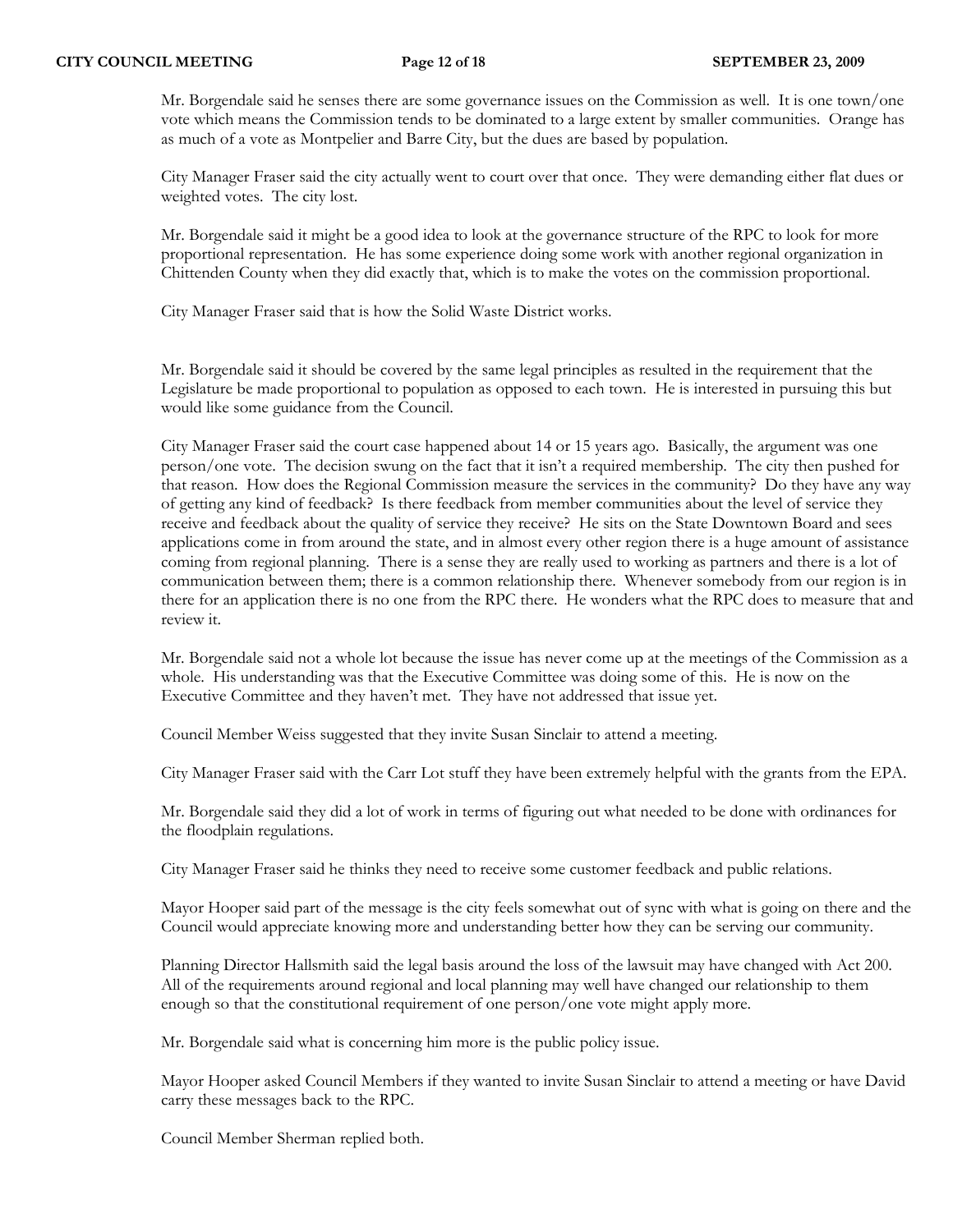Mr. Borgendale said he senses there are some governance issues on the Commission as well. It is one town/one vote which means the Commission tends to be dominated to a large extent by smaller communities. Orange has as much of a vote as Montpelier and Barre City, but the dues are based by population.

City Manager Fraser said the city actually went to court over that once. They were demanding either flat dues or weighted votes. The city lost.

Mr. Borgendale said it might be a good idea to look at the governance structure of the RPC to look for more proportional representation. He has some experience doing some work with another regional organization in Chittenden County when they did exactly that, which is to make the votes on the commission proportional.

City Manager Fraser said that is how the Solid Waste District works.

Mr. Borgendale said it should be covered by the same legal principles as resulted in the requirement that the Legislature be made proportional to population as opposed to each town. He is interested in pursuing this but would like some guidance from the Council.

City Manager Fraser said the court case happened about 14 or 15 years ago. Basically, the argument was one person/one vote. The decision swung on the fact that it isn't a required membership. The city then pushed for that reason. How does the Regional Commission measure the services in the community? Do they have any way of getting any kind of feedback? Is there feedback from member communities about the level of service they receive and feedback about the quality of service they receive? He sits on the State Downtown Board and sees applications come in from around the state, and in almost every other region there is a huge amount of assistance coming from regional planning. There is a sense they are really used to working as partners and there is a lot of communication between them; there is a common relationship there. Whenever somebody from our region is in there for an application there is no one from the RPC there. He wonders what the RPC does to measure that and review it.

Mr. Borgendale said not a whole lot because the issue has never come up at the meetings of the Commission as a whole. His understanding was that the Executive Committee was doing some of this. He is now on the Executive Committee and they haven't met. They have not addressed that issue yet.

Council Member Weiss suggested that they invite Susan Sinclair to attend a meeting.

City Manager Fraser said with the Carr Lot stuff they have been extremely helpful with the grants from the EPA.

Mr. Borgendale said they did a lot of work in terms of figuring out what needed to be done with ordinances for the floodplain regulations.

City Manager Fraser said he thinks they need to receive some customer feedback and public relations.

Mayor Hooper said part of the message is the city feels somewhat out of sync with what is going on there and the Council would appreciate knowing more and understanding better how they can be serving our community.

Planning Director Hallsmith said the legal basis around the loss of the lawsuit may have changed with Act 200. All of the requirements around regional and local planning may well have changed our relationship to them enough so that the constitutional requirement of one person/one vote might apply more.

Mr. Borgendale said what is concerning him more is the public policy issue.

Mayor Hooper asked Council Members if they wanted to invite Susan Sinclair to attend a meeting or have David carry these messages back to the RPC.

Council Member Sherman replied both.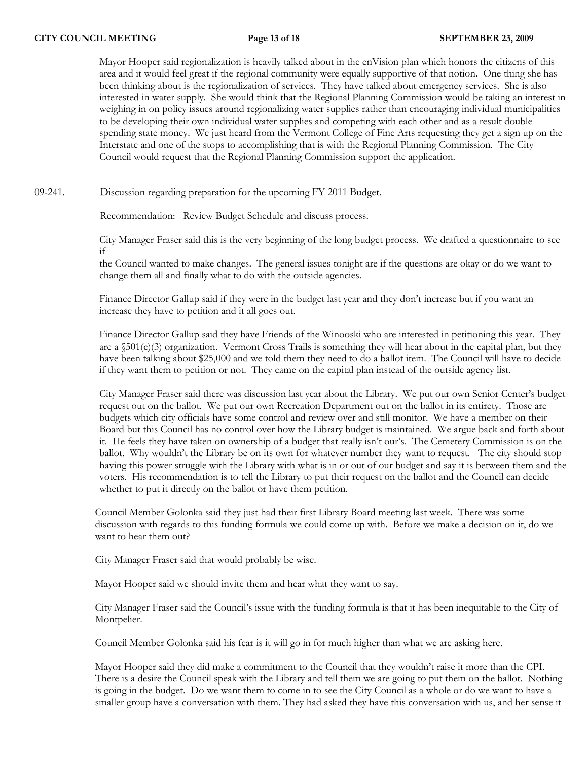Mayor Hooper said regionalization is heavily talked about in the enVision plan which honors the citizens of this area and it would feel great if the regional community were equally supportive of that notion. One thing she has been thinking about is the regionalization of services. They have talked about emergency services. She is also interested in water supply. She would think that the Regional Planning Commission would be taking an interest in weighing in on policy issues around regionalizing water supplies rather than encouraging individual municipalities to be developing their own individual water supplies and competing with each other and as a result double spending state money. We just heard from the Vermont College of Fine Arts requesting they get a sign up on the Interstate and one of the stops to accomplishing that is with the Regional Planning Commission. The City Council would request that the Regional Planning Commission support the application.

09-241. Discussion regarding preparation for the upcoming FY 2011 Budget.

Recommendation: Review Budget Schedule and discuss process.

City Manager Fraser said this is the very beginning of the long budget process. We drafted a questionnaire to see if
the Council wanted to make changes. The general issues tonight are if the questions are okay or do we want to change them all and finally what to do with the outside agencies.

Finance Director Gallup said if they were in the budget last year and they don't increase but if you want an increase they have to petition and it all goes out.

Finance Director Gallup said they have Friends of the Winooski who are interested in petitioning this year. They are a §501(c)(3) organization. Vermont Cross Trails is something they will hear about in the capital plan, but they have been talking about $25,000 and we told them they need to do a ballot item. The Council will have to decide if they want them to petition or not. They came on the capital plan instead of the outside agency list.

City Manager Fraser said there was discussion last year about the Library. We put our own Senior Center's budget request out on the ballot. We put our own Recreation Department out on the ballot in its entirety. Those are budgets which city officials have some control and review over and still monitor. We have a member on their Board but this Council has no control over how the Library budget is maintained. We argue back and forth about it. He feels they have taken on ownership of a budget that really isn't our's. The Cemetery Commission is on the ballot. Why wouldn't the Library be on its own for whatever number they want to request. The city should stop having this power struggle with the Library with what is in or out of our budget and say it is between them and the voters. His recommendation is to tell the Library to put their request on the ballot and the Council can decide whether to put it directly on the ballot or have them petition.

Council Member Golonka said they just had their first Library Board meeting last week. There was some discussion with regards to this funding formula we could come up with. Before we make a decision on it, do we want to hear them out?

City Manager Fraser said that would probably be wise.

Mayor Hooper said we should invite them and hear what they want to say.

City Manager Fraser said the Council's issue with the funding formula is that it has been inequitable to the City of Montpelier.

Council Member Golonka said his fear is it will go in for much higher than what we are asking here.

Mayor Hooper said they did make a commitment to the Council that they wouldn't raise it more than the CPI. There is a desire the Council speak with the Library and tell them we are going to put them on the ballot. Nothing is going in the budget. Do we want them to come in to see the City Council as a whole or do we want to have a smaller group have a conversation with them. They had asked they have this conversation with us, and her sense it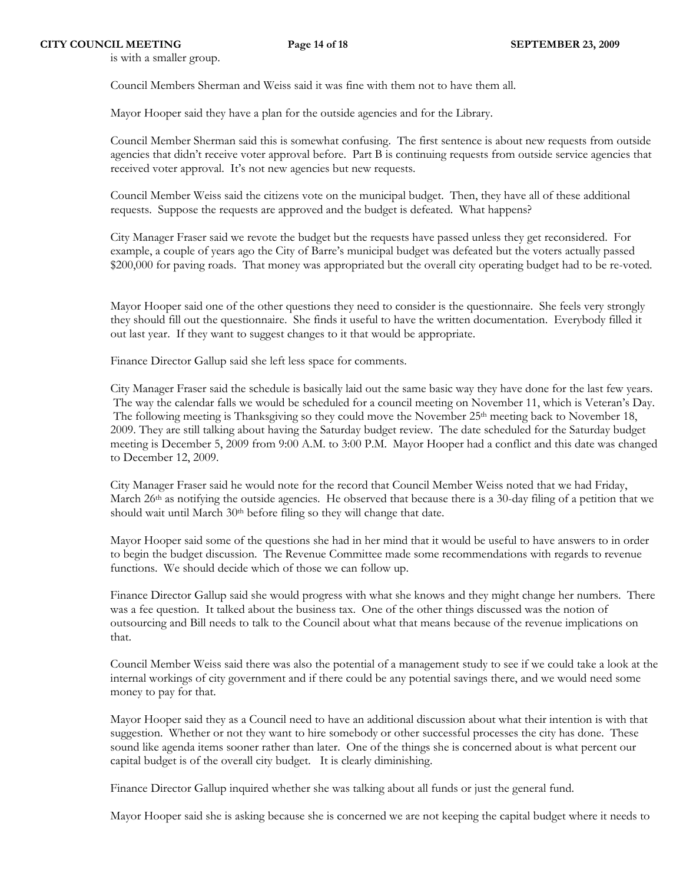is with a smaller group.

Council Members Sherman and Weiss said it was fine with them not to have them all.

Mayor Hooper said they have a plan for the outside agencies and for the Library.

Council Member Sherman said this is somewhat confusing. The first sentence is about new requests from outside agencies that didn't receive voter approval before. Part B is continuing requests from outside service agencies that received voter approval. It's not new agencies but new requests.

Council Member Weiss said the citizens vote on the municipal budget. Then, they have all of these additional requests. Suppose the requests are approved and the budget is defeated. What happens?

City Manager Fraser said we revote the budget but the requests have passed unless they get reconsidered. For example, a couple of years ago the City of Barre's municipal budget was defeated but the voters actually passed $200,000 for paving roads. That money was appropriated but the overall city operating budget had to be re-voted.

Mayor Hooper said one of the other questions they need to consider is the questionnaire. She feels very strongly they should fill out the questionnaire. She finds it useful to have the written documentation. Everybody filled it out last year. If they want to suggest changes to it that would be appropriate.

Finance Director Gallup said she left less space for comments.

City Manager Fraser said the schedule is basically laid out the same basic way they have done for the last few years. The way the calendar falls we would be scheduled for a council meeting on November 11, which is Veteran's Day. The following meeting is Thanksgiving so they could move the November 25th meeting back to November 18, 2009. They are still talking about having the Saturday budget review. The date scheduled for the Saturday budget meeting is December 5, 2009 from 9:00 A.M. to 3:00 P.M. Mayor Hooper had a conflict and this date was changed to December 12, 2009.

City Manager Fraser said he would note for the record that Council Member Weiss noted that we had Friday, March 26th as notifying the outside agencies. He observed that because there is a 30-day filing of a petition that we should wait until March 30th before filing so they will change that date.

Mayor Hooper said some of the questions she had in her mind that it would be useful to have answers to in order to begin the budget discussion. The Revenue Committee made some recommendations with regards to revenue functions. We should decide which of those we can follow up.

Finance Director Gallup said she would progress with what she knows and they might change her numbers. There was a fee question. It talked about the business tax. One of the other things discussed was the notion of outsourcing and Bill needs to talk to the Council about what that means because of the revenue implications on that.

Council Member Weiss said there was also the potential of a management study to see if we could take a look at the internal workings of city government and if there could be any potential savings there, and we would need some money to pay for that.

Mayor Hooper said they as a Council need to have an additional discussion about what their intention is with that suggestion. Whether or not they want to hire somebody or other successful processes the city has done. These sound like agenda items sooner rather than later. One of the things she is concerned about is what percent our capital budget is of the overall city budget. It is clearly diminishing.

Finance Director Gallup inquired whether she was talking about all funds or just the general fund.

Mayor Hooper said she is asking because she is concerned we are not keeping the capital budget where it needs to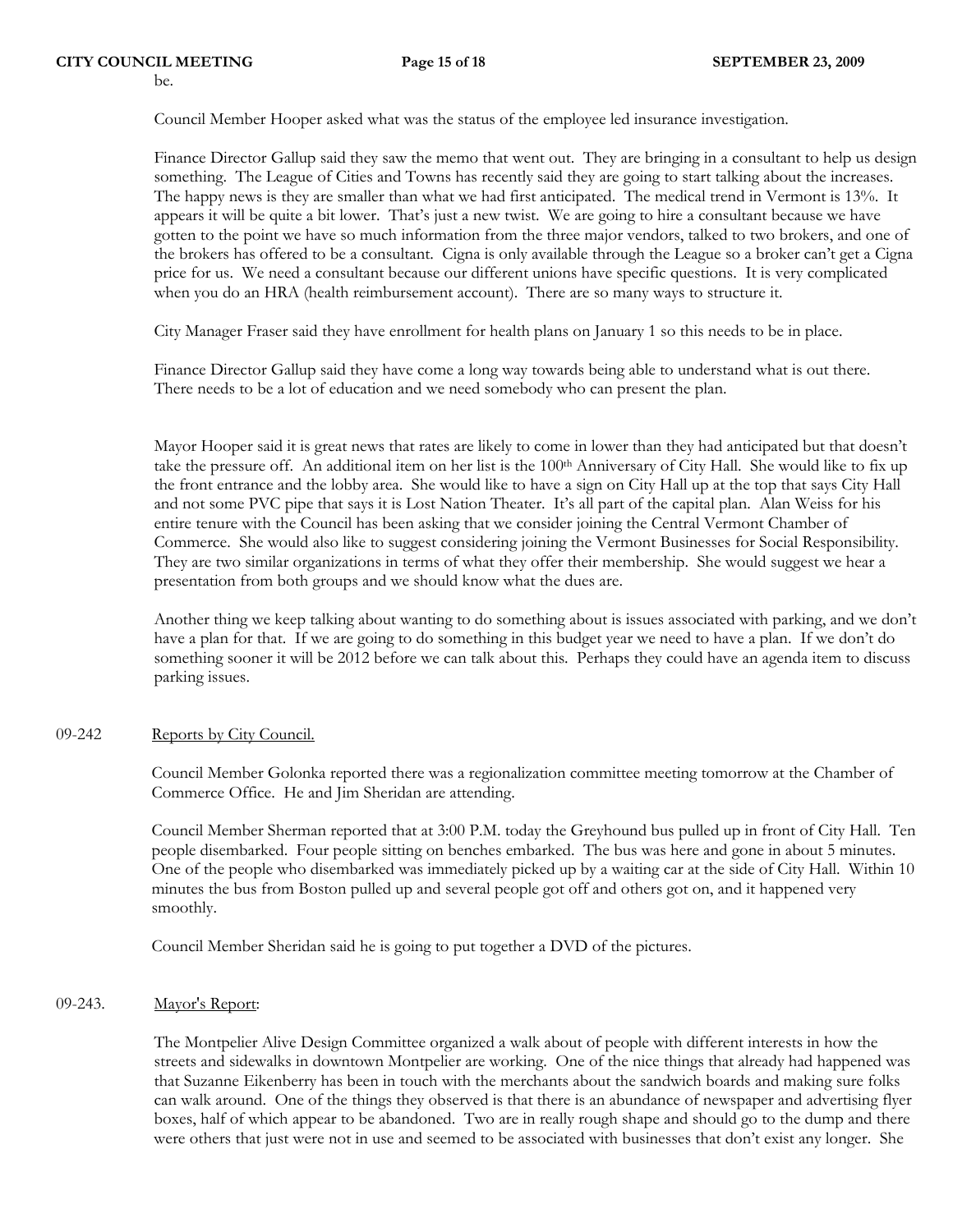be.

Council Member Hooper asked what was the status of the employee led insurance investigation.

Finance Director Gallup said they saw the memo that went out. They are bringing in a consultant to help us design something. The League of Cities and Towns has recently said they are going to start talking about the increases. The happy news is they are smaller than what we had first anticipated. The medical trend in Vermont is 13%. It appears it will be quite a bit lower. That's just a new twist. We are going to hire a consultant because we have gotten to the point we have so much information from the three major vendors, talked to two brokers, and one of the brokers has offered to be a consultant. Cigna is only available through the League so a broker can't get a Cigna price for us. We need a consultant because our different unions have specific questions. It is very complicated when you do an HRA (health reimbursement account). There are so many ways to structure it.

City Manager Fraser said they have enrollment for health plans on January 1 so this needs to be in place.

Finance Director Gallup said they have come a long way towards being able to understand what is out there. There needs to be a lot of education and we need somebody who can present the plan.

Mayor Hooper said it is great news that rates are likely to come in lower than they had anticipated but that doesn't take the pressure off. An additional item on her list is the 100th Anniversary of City Hall. She would like to fix up the front entrance and the lobby area. She would like to have a sign on City Hall up at the top that says City Hall and not some PVC pipe that says it is Lost Nation Theater. It's all part of the capital plan. Alan Weiss for his entire tenure with the Council has been asking that we consider joining the Central Vermont Chamber of Commerce. She would also like to suggest considering joining the Vermont Businesses for Social Responsibility. They are two similar organizations in terms of what they offer their membership. She would suggest we hear a presentation from both groups and we should know what the dues are.

Another thing we keep talking about wanting to do something about is issues associated with parking, and we don't have a plan for that. If we are going to do something in this budget year we need to have a plan. If we don't do something sooner it will be 2012 before we can talk about this. Perhaps they could have an agenda item to discuss parking issues.

09-242 Reports by City Council.

Council Member Golonka reported there was a regionalization committee meeting tomorrow at the Chamber of Commerce Office. He and Jim Sheridan are attending.

Council Member Sherman reported that at 3:00 P.M. today the Greyhound bus pulled up in front of City Hall. Ten people disembarked. Four people sitting on benches embarked. The bus was here and gone in about 5 minutes. One of the people who disembarked was immediately picked up by a waiting car at the side of City Hall. Within 10 minutes the bus from Boston pulled up and several people got off and others got on, and it happened very smoothly.

Council Member Sheridan said he is going to put together a DVD of the pictures.

09-243. Mayor's Report:

The Montpelier Alive Design Committee organized a walk about of people with different interests in how the streets and sidewalks in downtown Montpelier are working. One of the nice things that already had happened was that Suzanne Eikenberry has been in touch with the merchants about the sandwich boards and making sure folks can walk around. One of the things they observed is that there is an abundance of newspaper and advertising flyer boxes, half of which appear to be abandoned. Two are in really rough shape and should go to the dump and there were others that just were not in use and seemed to be associated with businesses that don't exist any longer. She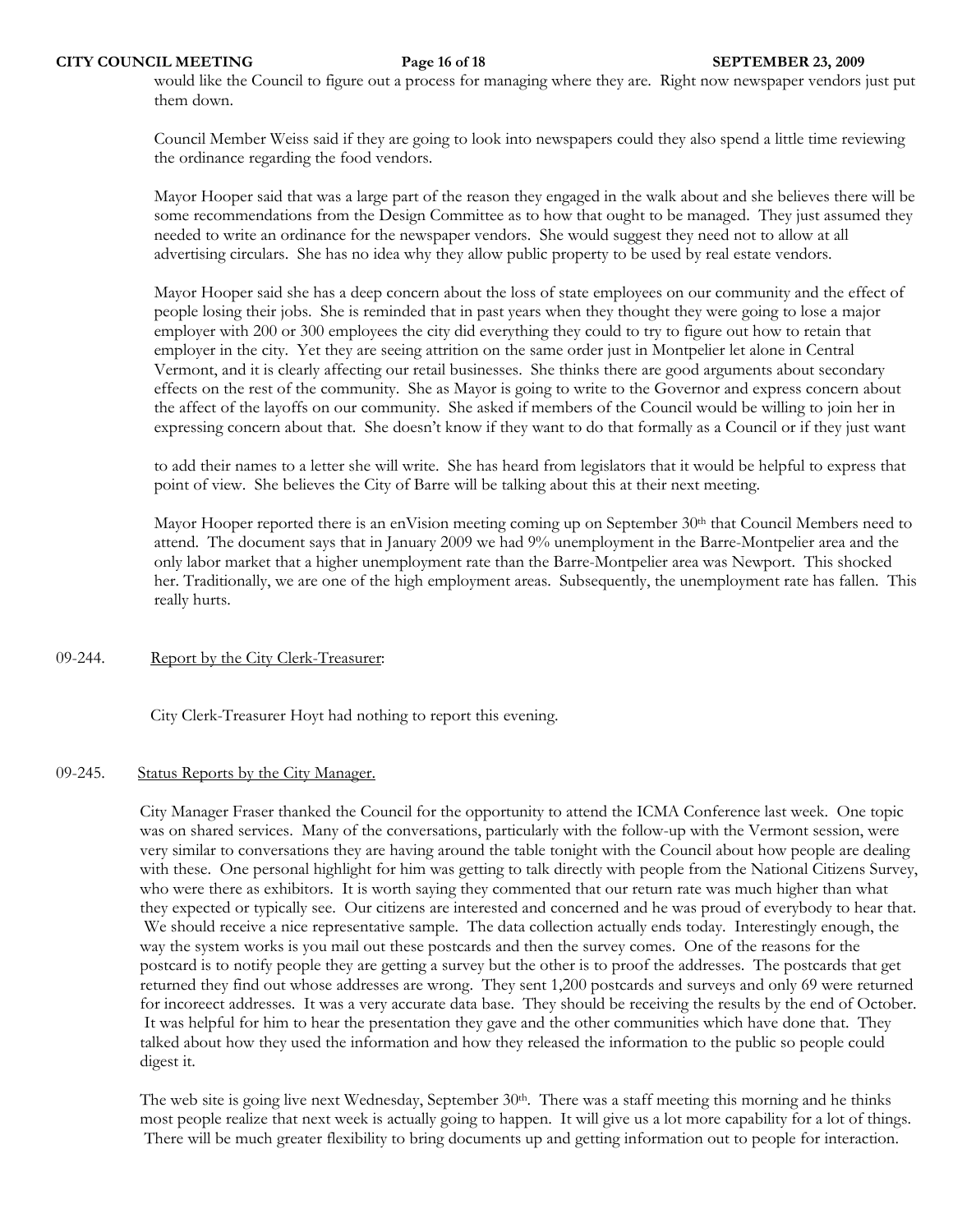would like the Council to figure out a process for managing where they are. Right now newspaper vendors just put them down.

Council Member Weiss said if they are going to look into newspapers could they also spend a little time reviewing the ordinance regarding the food vendors.

Mayor Hooper said that was a large part of the reason they engaged in the walk about and she believes there will be some recommendations from the Design Committee as to how that ought to be managed. They just assumed they needed to write an ordinance for the newspaper vendors. She would suggest they need not to allow at all advertising circulars. She has no idea why they allow public property to be used by real estate vendors.

Mayor Hooper said she has a deep concern about the loss of state employees on our community and the effect of people losing their jobs. She is reminded that in past years when they thought they were going to lose a major employer with 200 or 300 employees the city did everything they could to try to figure out how to retain that employer in the city. Yet they are seeing attrition on the same order just in Montpelier let alone in Central Vermont, and it is clearly affecting our retail businesses. She thinks there are good arguments about secondary effects on the rest of the community. She as Mayor is going to write to the Governor and express concern about the affect of the layoffs on our community. She asked if members of the Council would be willing to join her in expressing concern about that. She doesn't know if they want to do that formally as a Council or if they just want to add their names to a letter she will write. She has heard from legislators that it would be helpful to express that point of view. She believes the City of Barre will be talking about this at their next meeting.

Mayor Hooper reported there is an enVision meeting coming up on September 30th that Council Members need to attend. The document says that in January 2009 we had 9% unemployment in the Barre-Montpelier area and the only labor market that a higher unemployment rate than the Barre-Montpelier area was Newport. This shocked her. Traditionally, we are one of the high employment areas. Subsequently, the unemployment rate has fallen. This really hurts.

09-244. Report by the City Clerk-Treasurer:

City Clerk-Treasurer Hoyt had nothing to report this evening.

09-245. Status Reports by the City Manager.

City Manager Fraser thanked the Council for the opportunity to attend the ICMA Conference last week. One topic was on shared services. Many of the conversations, particularly with the follow-up with the Vermont session, were very similar to conversations they are having around the table tonight with the Council about how people are dealing with these. One personal highlight for him was getting to talk directly with people from the National Citizens Survey, who were there as exhibitors. It is worth saying they commented that our return rate was much higher than what they expected or typically see. Our citizens are interested and concerned and he was proud of everybody to hear that. We should receive a nice representative sample. The data collection actually ends today. Interestingly enough, the way the system works is you mail out these postcards and then the survey comes. One of the reasons for the postcard is to notify people they are getting a survey but the other is to proof the addresses. The postcards that get returned they find out whose addresses are wrong. They sent 1,200 postcards and surveys and only 69 were returned for incoreect addresses. It was a very accurate data base. They should be receiving the results by the end of October. It was helpful for him to hear the presentation they gave and the other communities which have done that. They talked about how they used the information and how they released the information to the public so people could digest it.

The web site is going live next Wednesday, September 30th. There was a staff meeting this morning and he thinks most people realize that next week is actually going to happen. It will give us a lot more capability for a lot of things. There will be much greater flexibility to bring documents up and getting information out to people for interaction.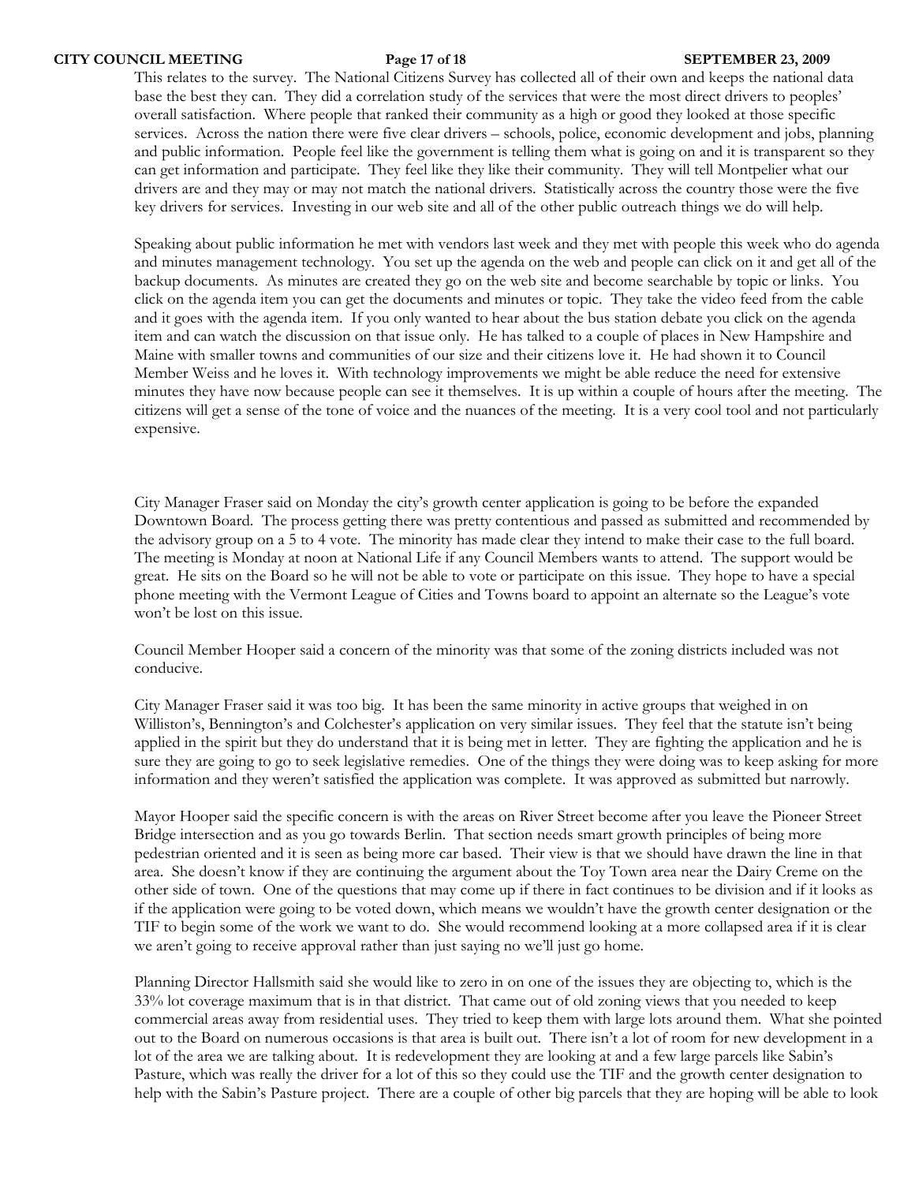This relates to the survey. The National Citizens Survey has collected all of their own and keeps the national data base the best they can. They did a correlation study of the services that were the most direct drivers to peoples' overall satisfaction. Where people that ranked their community as a high or good they looked at those specific services. Across the nation there were five clear drivers – schools, police, economic development and jobs, planning and public information. People feel like the government is telling them what is going on and it is transparent so they can get information and participate. They feel like they like their community. They will tell Montpelier what our drivers are and they may or may not match the national drivers. Statistically across the country those were the five key drivers for services. Investing in our web site and all of the other public outreach things we do will help.

Speaking about public information he met with vendors last week and they met with people this week who do agenda and minutes management technology. You set up the agenda on the web and people can click on it and get all of the backup documents. As minutes are created they go on the web site and become searchable by topic or links. You click on the agenda item you can get the documents and minutes or topic. They take the video feed from the cable and it goes with the agenda item. If you only wanted to hear about the bus station debate you click on the agenda item and can watch the discussion on that issue only. He has talked to a couple of places in New Hampshire and Maine with smaller towns and communities of our size and their citizens love it. He had shown it to Council Member Weiss and he loves it. With technology improvements we might be able reduce the need for extensive minutes they have now because people can see it themselves. It is up within a couple of hours after the meeting. The citizens will get a sense of the tone of voice and the nuances of the meeting. It is a very cool tool and not particularly expensive.

City Manager Fraser said on Monday the city's growth center application is going to be before the expanded Downtown Board. The process getting there was pretty contentious and passed as submitted and recommended by the advisory group on a 5 to 4 vote. The minority has made clear they intend to make their case to the full board. The meeting is Monday at noon at National Life if any Council Members wants to attend. The support would be great. He sits on the Board so he will not be able to vote or participate on this issue. They hope to have a special phone meeting with the Vermont League of Cities and Towns board to appoint an alternate so the League's vote won't be lost on this issue.

Council Member Hooper said a concern of the minority was that some of the zoning districts included was not conducive.

City Manager Fraser said it was too big. It has been the same minority in active groups that weighed in on Williston's, Bennington's and Colchester's application on very similar issues. They feel that the statute isn't being applied in the spirit but they do understand that it is being met in letter. They are fighting the application and he is sure they are going to go to seek legislative remedies. One of the things they were doing was to keep asking for more information and they weren't satisfied the application was complete. It was approved as submitted but narrowly.

Mayor Hooper said the specific concern is with the areas on River Street become after you leave the Pioneer Street Bridge intersection and as you go towards Berlin. That section needs smart growth principles of being more pedestrian oriented and it is seen as being more car based. Their view is that we should have drawn the line in that area. She doesn't know if they are continuing the argument about the Toy Town area near the Dairy Creme on the other side of town. One of the questions that may come up if there in fact continues to be division and if it looks as if the application were going to be voted down, which means we wouldn't have the growth center designation or the TIF to begin some of the work we want to do. She would recommend looking at a more collapsed area if it is clear we aren't going to receive approval rather than just saying no we'll just go home.

Planning Director Hallsmith said she would like to zero in on one of the issues they are objecting to, which is the 33% lot coverage maximum that is in that district. That came out of old zoning views that you needed to keep commercial areas away from residential uses. They tried to keep them with large lots around them. What she pointed out to the Board on numerous occasions is that area is built out. There isn't a lot of room for new development in a lot of the area we are talking about. It is redevelopment they are looking at and a few large parcels like Sabin's Pasture, which was really the driver for a lot of this so they could use the TIF and the growth center designation to help with the Sabin's Pasture project. There are a couple of other big parcels that they are hoping will be able to look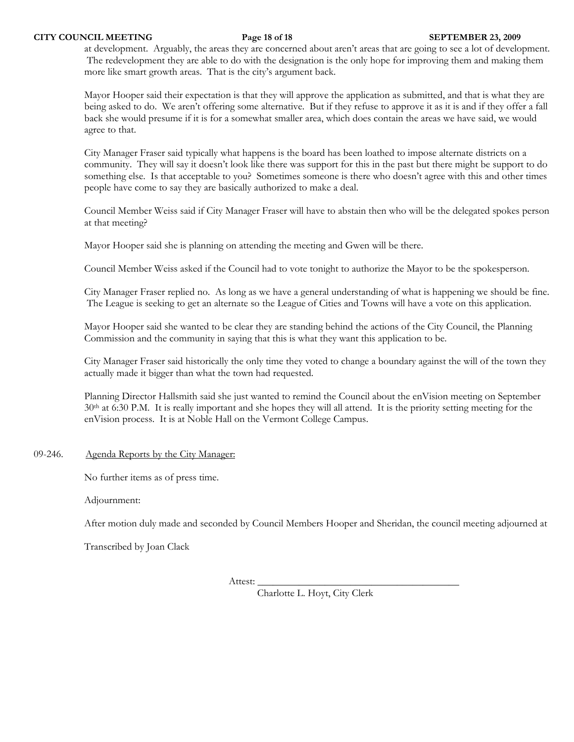at development. Arguably, the areas they are concerned about aren't areas that are going to see a lot of development. The redevelopment they are able to do with the designation is the only hope for improving them and making them more like smart growth areas. That is the city's argument back.

Mayor Hooper said their expectation is that they will approve the application as submitted, and that is what they are being asked to do. We aren't offering some alternative. But if they refuse to approve it as it is and if they offer a fall back she would presume if it is for a somewhat smaller area, which does contain the areas we have said, we would agree to that.

City Manager Fraser said typically what happens is the board has been loathed to impose alternate districts on a community. They will say it doesn't look like there was support for this in the past but there might be support to do something else. Is that acceptable to you? Sometimes someone is there who doesn't agree with this and other times people have come to say they are basically authorized to make a deal.

Council Member Weiss said if City Manager Fraser will have to abstain then who will be the delegated spokes person at that meeting?

Mayor Hooper said she is planning on attending the meeting and Gwen will be there.

Council Member Weiss asked if the Council had to vote tonight to authorize the Mayor to be the spokesperson.

City Manager Fraser replied no. As long as we have a general understanding of what is happening we should be fine. The League is seeking to get an alternate so the League of Cities and Towns will have a vote on this application.

Mayor Hooper said she wanted to be clear they are standing behind the actions of the City Council, the Planning Commission and the community in saying that this is what they want this application to be.

City Manager Fraser said historically the only time they voted to change a boundary against the will of the town they actually made it bigger than what the town had requested.

Planning Director Hallsmith said she just wanted to remind the Council about the enVision meeting on September 30th at 6:30 P.M. It is really important and she hopes they will all attend. It is the priority setting meeting for the enVision process. It is at Noble Hall on the Vermont College Campus.

09-246. Agenda Reports by the City Manager:

No further items as of press time.

Adjournment:

After motion duly made and seconded by Council Members Hooper and Sheridan, the council meeting adjourned at

Transcribed by Joan Clack

Attest: ________________________________________

Charlotte L. Hoyt, City Clerk